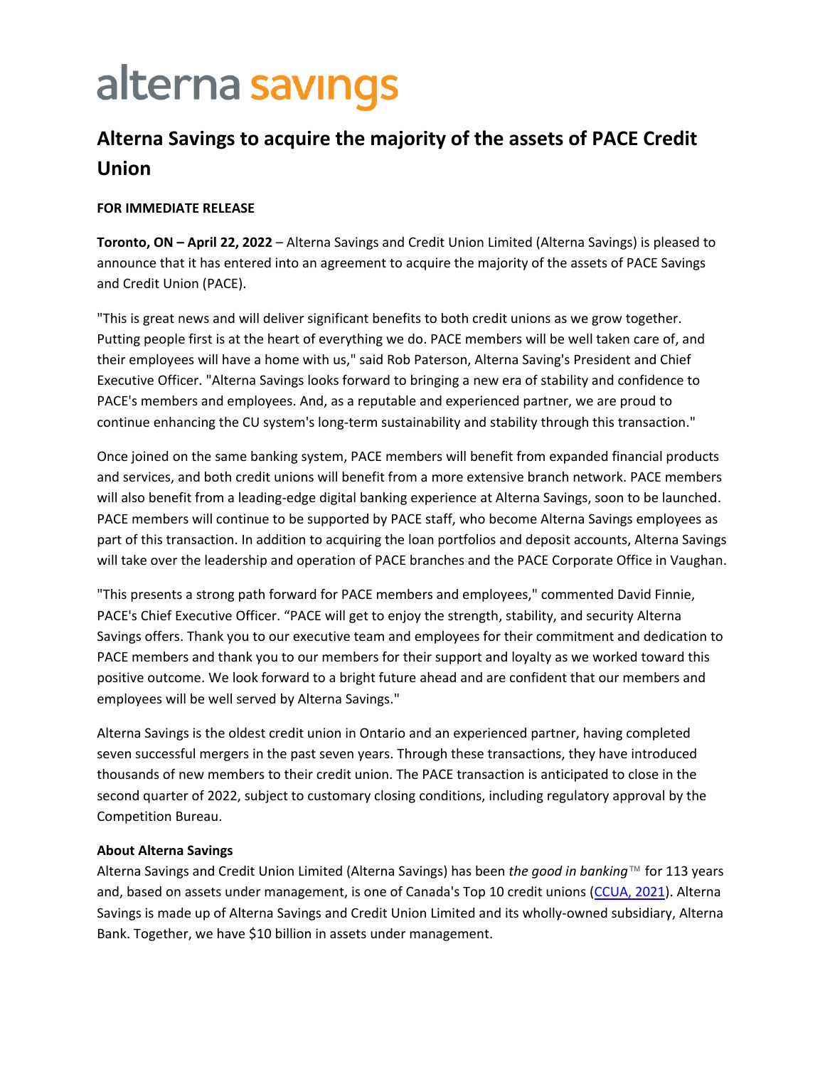# alterna savings

## Alterna Savings to acquire the majority of the assets of PACE Credit Union

**FOR IMMEDIATE RELEASE**

**Toronto, ON – April 22, 2022** – Alterna Savings and Credit Union Limited (Alterna Savings) is pleased to announce that it has entered into an agreement to acquire the majority of the assets of PACE Savings and Credit Union (PACE).

"This is great news and will deliver significant benefits to both credit unions as we grow together. Putting people first is at the heart of everything we do. PACE members will be well taken care of, and their employees will have a home with us," said Rob Paterson, Alterna Saving's President and Chief Executive Officer. "Alterna Savings looks forward to bringing a new era of stability and confidence to PACE's members and employees. And, as a reputable and experienced partner, we are proud to continue enhancing the CU system's long-term sustainability and stability through this transaction."

Once joined on the same banking system, PACE members will benefit from expanded financial products and services, and both credit unions will benefit from a more extensive branch network. PACE members will also benefit from a leading-edge digital banking experience at Alterna Savings, soon to be launched. PACE members will continue to be supported by PACE staff, who become Alterna Savings employees as part of this transaction. In addition to acquiring the loan portfolios and deposit accounts, Alterna Savings will take over the leadership and operation of PACE branches and the PACE Corporate Office in Vaughan.

"This presents a strong path forward for PACE members and employees," commented David Finnie, PACE's Chief Executive Officer. "PACE will get to enjoy the strength, stability, and security Alterna Savings offers. Thank you to our executive team and employees for their commitment and dedication to PACE members and thank you to our members for their support and loyalty as we worked toward this positive outcome. We look forward to a bright future ahead and are confident that our members and employees will be well served by Alterna Savings."

Alterna Savings is the oldest credit union in Ontario and an experienced partner, having completed seven successful mergers in the past seven years. Through these transactions, they have introduced thousands of new members to their credit union. The PACE transaction is anticipated to close in the second quarter of 2022, subject to customary closing conditions, including regulatory approval by the Competition Bureau.

**About Alterna Savings**

Alterna Savings and Credit Union Limited (Alterna Savings) has been *the good in banking*™ for 113 years and, based on assets under management, is one of Canada's Top 10 credit unions (CCUA, 2021). Alterna Savings is made up of Alterna Savings and Credit Union Limited and its wholly-owned subsidiary, Alterna Bank. Together, we have $10 billion in assets under management.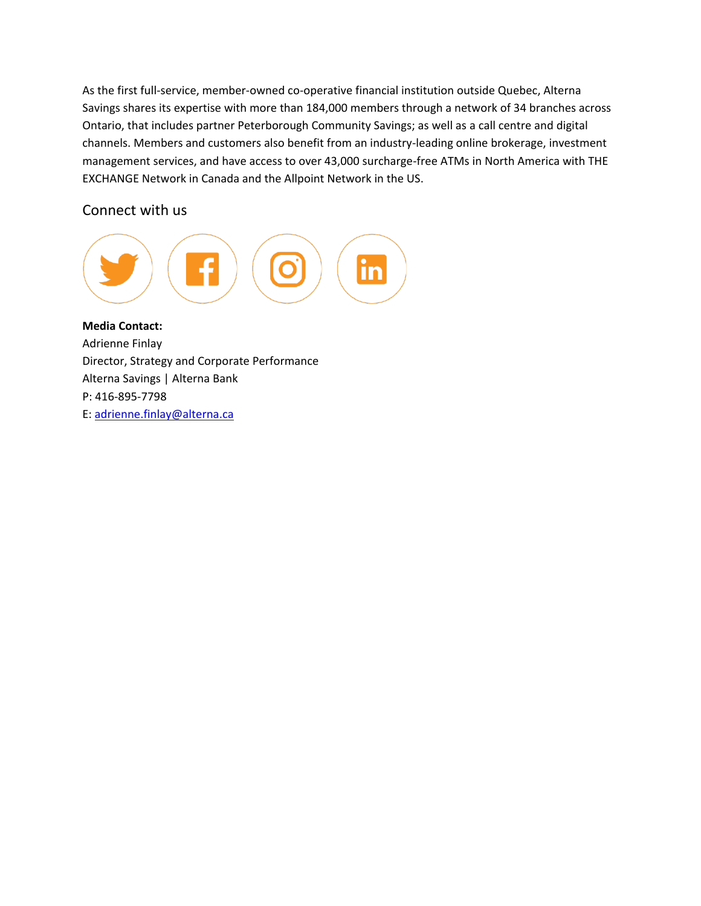As the first full-service, member-owned co-operative financial institution outside Quebec, Alterna Savings shares its expertise with more than 184,000 members through a network of 34 branches across Ontario, that includes partner Peterborough Community Savings; as well as a call centre and digital channels. Members and customers also benefit from an industry-leading online brokerage, investment management services, and have access to over 43,000 surcharge-free ATMs in North America with THE EXCHANGE Network in Canada and the Allpoint Network in the US.

## Connect with us

**Media Contact:**
Adrienne Finlay
Director, Strategy and Corporate Performance
Alterna Savings | Alterna Bank
P: 416-895-7798
E: adrienne.finlay@alterna.ca